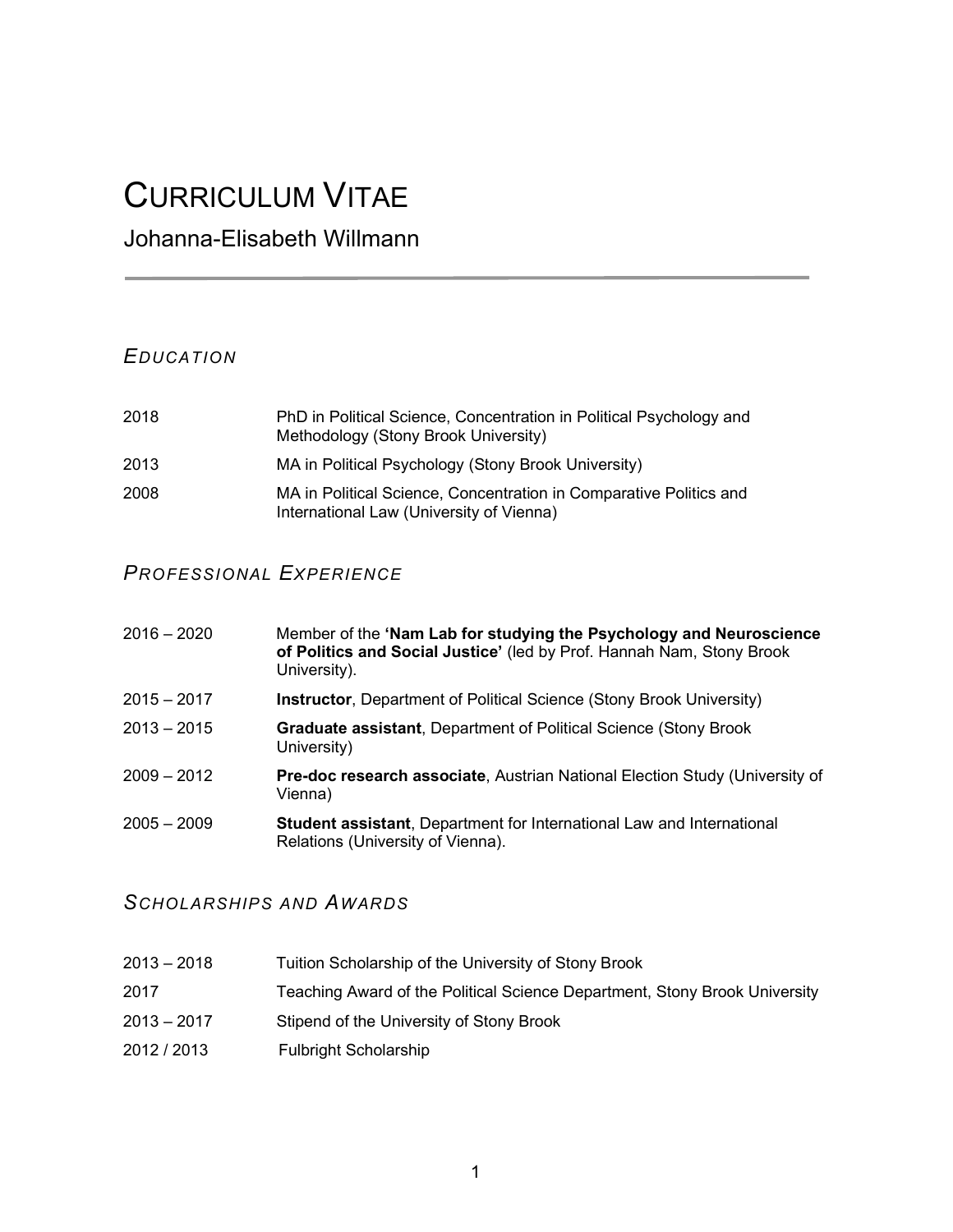# CURRICULUM VITAE

## Johanna-Elisabeth Willmann

---

### *EDUCATION*

| | |
|---|---|
| 2018 | PhD in Political Science, Concentration in Political Psychology and Methodology (Stony Brook University) |
| 2013 | MA in Political Psychology (Stony Brook University) |
| 2008 | MA in Political Science, Concentration in Comparative Politics and International Law (University of Vienna) |

### *PROFESSIONAL EXPERIENCE*

| | |
|---|---|
| 2016 – 2020 | Member of the **'Nam Lab for studying the Psychology and Neuroscience of Politics and Social Justice'** (led by Prof. Hannah Nam, Stony Brook University). |
| 2015 – 2017 | **Instructor**, Department of Political Science (Stony Brook University) |
| 2013 – 2015 | **Graduate assistant**, Department of Political Science (Stony Brook University) |
| 2009 – 2012 | **Pre-doc research associate**, Austrian National Election Study (University of Vienna) |
| 2005 – 2009 | **Student assistant**, Department for International Law and International Relations (University of Vienna). |

### *SCHOLARSHIPS AND AWARDS*

| | |
|---|---|
| 2013 – 2018 | Tuition Scholarship of the University of Stony Brook |
| 2017 | Teaching Award of the Political Science Department, Stony Brook University |
| 2013 – 2017 | Stipend of the University of Stony Brook |
| 2012 / 2013 | Fulbright Scholarship |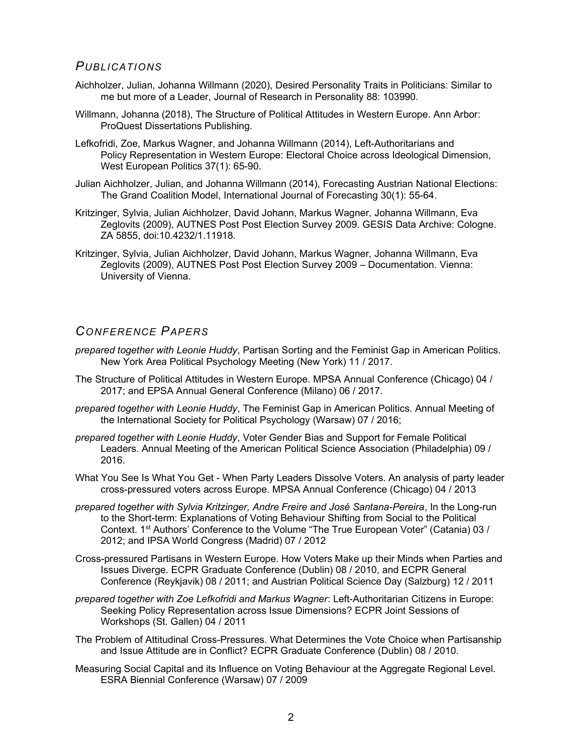## *Publications*

Aichholzer, Julian, Johanna Willmann (2020), Desired Personality Traits in Politicians: Similar to me but more of a Leader, Journal of Research in Personality 88: 103990.

Willmann, Johanna (2018), The Structure of Political Attitudes in Western Europe. Ann Arbor: ProQuest Dissertations Publishing.

Lefkofridi, Zoe, Markus Wagner, and Johanna Willmann (2014), Left-Authoritarians and Policy Representation in Western Europe: Electoral Choice across Ideological Dimension, West European Politics 37(1): 65-90.

Julian Aichholzer, Julian, and Johanna Willmann (2014), Forecasting Austrian National Elections: The Grand Coalition Model, International Journal of Forecasting 30(1): 55-64.

Kritzinger, Sylvia, Julian Aichholzer, David Johann, Markus Wagner, Johanna Willmann, Eva Zeglovits (2009), AUTNES Post Post Election Survey 2009. GESIS Data Archive: Cologne. ZA 5855, doi:10.4232/1.11918.

Kritzinger, Sylvia, Julian Aichholzer, David Johann, Markus Wagner, Johanna Willmann, Eva Zeglovits (2009), AUTNES Post Post Election Survey 2009 – Documentation. Vienna: University of Vienna.

## *Conference Papers*

*prepared together with Leonie Huddy*, Partisan Sorting and the Feminist Gap in American Politics. New York Area Political Psychology Meeting (New York) 11 / 2017.

The Structure of Political Attitudes in Western Europe. MPSA Annual Conference (Chicago) 04 / 2017; and EPSA Annual General Conference (Milano) 06 / 2017.

*prepared together with Leonie Huddy*, The Feminist Gap in American Politics. Annual Meeting of the International Society for Political Psychology (Warsaw) 07 / 2016;

*prepared together with Leonie Huddy*, Voter Gender Bias and Support for Female Political Leaders. Annual Meeting of the American Political Science Association (Philadelphia) 09 / 2016.

What You See Is What You Get - When Party Leaders Dissolve Voters. An analysis of party leader cross-pressured voters across Europe. MPSA Annual Conference (Chicago) 04 / 2013

*prepared together with Sylvia Kritzinger, Andre Freire and José Santana-Pereira*, In the Long-run to the Short-term: Explanations of Voting Behaviour Shifting from Social to the Political Context. 1st Authors' Conference to the Volume "The True European Voter" (Catania) 03 / 2012; and IPSA World Congress (Madrid) 07 / 2012

Cross-pressured Partisans in Western Europe. How Voters Make up their Minds when Parties and Issues Diverge. ECPR Graduate Conference (Dublin) 08 / 2010, and ECPR General Conference (Reykjavik) 08 / 2011; and Austrian Political Science Day (Salzburg) 12 / 2011

*prepared together with Zoe Lefkofridi and Markus Wagner*: Left-Authoritarian Citizens in Europe: Seeking Policy Representation across Issue Dimensions? ECPR Joint Sessions of Workshops (St. Gallen) 04 / 2011

The Problem of Attitudinal Cross-Pressures. What Determines the Vote Choice when Partisanship and Issue Attitude are in Conflict? ECPR Graduate Conference (Dublin) 08 / 2010.

Measuring Social Capital and its Influence on Voting Behaviour at the Aggregate Regional Level. ESRA Biennial Conference (Warsaw) 07 / 2009